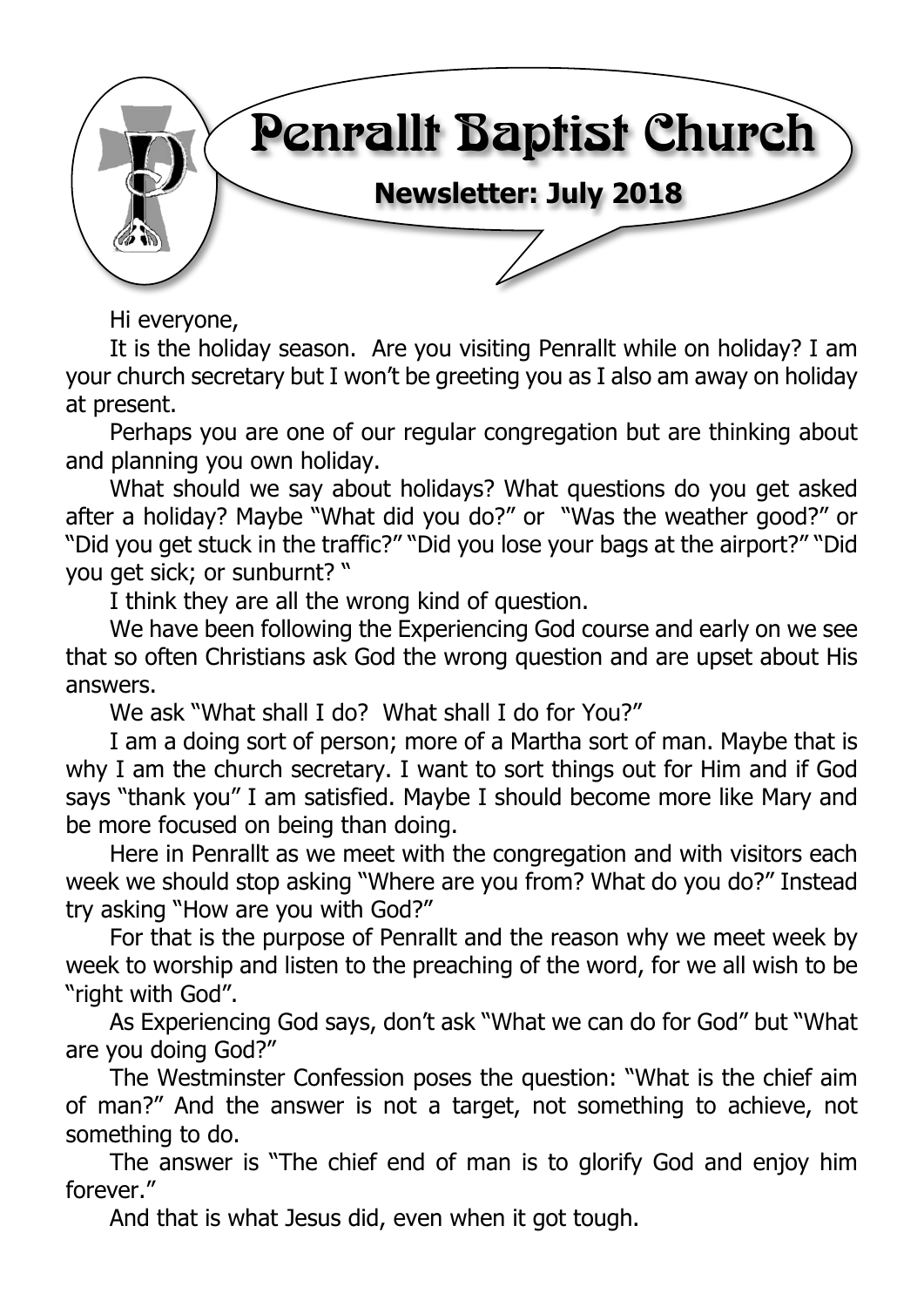# Penrallt Baptist Church

## Newsletter: July 2018

Hi everyone,

It is the holiday season. Are you visiting Penrallt while on holiday? I am your church secretary but I won't be greeting you as I also am away on holiday at present.

Perhaps you are one of our regular congregation but are thinking about and planning you own holiday.

What should we say about holidays? What questions do you get asked after a holiday? Maybe "What did you do?" or "Was the weather good?" or "Did you get stuck in the traffic?" "Did you lose your bags at the airport?" "Did you get sick; or sunburnt? "

I think they are all the wrong kind of question.

We have been following the Experiencing God course and early on we see that so often Christians ask God the wrong question and are upset about His answers.

We ask "What shall I do? What shall I do for You?"

I am a doing sort of person; more of a Martha sort of man. Maybe that is why I am the church secretary. I want to sort things out for Him and if God says "thank you" I am satisfied. Maybe I should become more like Mary and be more focused on being than doing.

Here in Penrallt as we meet with the congregation and with visitors each week we should stop asking "Where are you from? What do you do?" Instead try asking "How are you with God?"

For that is the purpose of Penrallt and the reason why we meet week by week to worship and listen to the preaching of the word, for we all wish to be "right with God".

As Experiencing God says, don't ask "What we can do for God" but "What are you doing God?"

The Westminster Confession poses the question: "What is the chief aim of man?" And the answer is not a target, not something to achieve, not something to do.

The answer is "The chief end of man is to glorify God and enjoy him forever."

And that is what Jesus did, even when it got tough.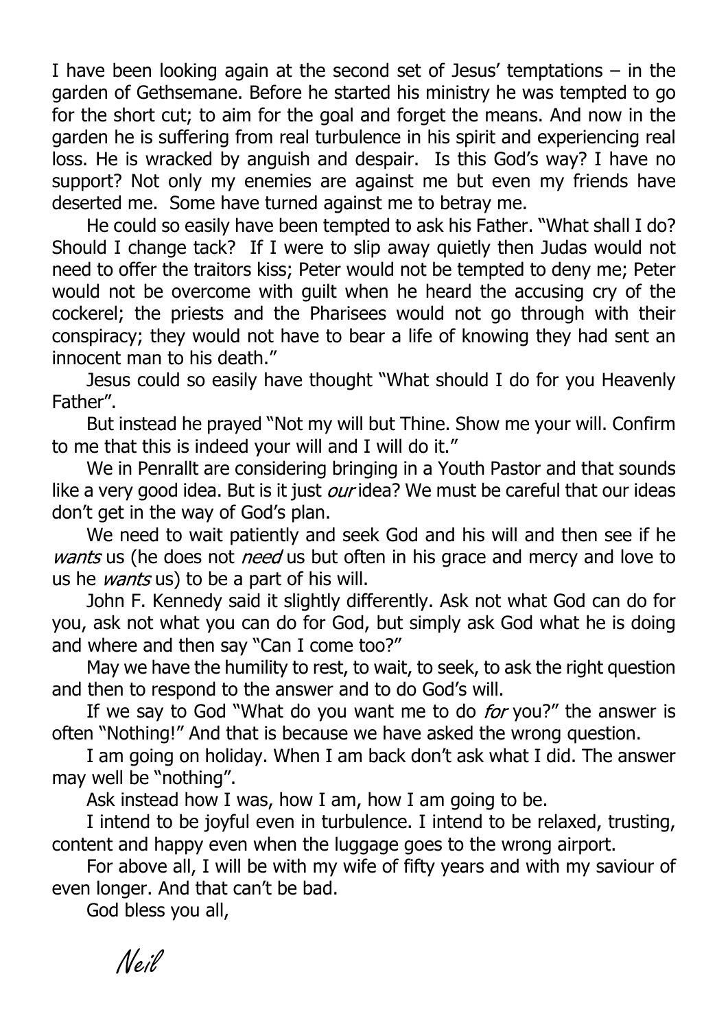I have been looking again at the second set of Jesus' temptations – in the garden of Gethsemane. Before he started his ministry he was tempted to go for the short cut; to aim for the goal and forget the means. And now in the garden he is suffering from real turbulence in his spirit and experiencing real loss. He is wracked by anguish and despair. Is this God's way? I have no support? Not only my enemies are against me but even my friends have deserted me. Some have turned against me to betray me.

He could so easily have been tempted to ask his Father. "What shall I do? Should I change tack? If I were to slip away quietly then Judas would not need to offer the traitors kiss; Peter would not be tempted to deny me; Peter would not be overcome with guilt when he heard the accusing cry of the cockerel; the priests and the Pharisees would not go through with their conspiracy; they would not have to bear a life of knowing they had sent an innocent man to his death."

Jesus could so easily have thought "What should I do for you Heavenly Father".

But instead he prayed "Not my will but Thine. Show me your will. Confirm to me that this is indeed your will and I will do it."

We in Penrallt are considering bringing in a Youth Pastor and that sounds like a very good idea. But is it just *our* idea? We must be careful that our ideas don't get in the way of God's plan.

We need to wait patiently and seek God and his will and then see if he *wants* us (he does not *need* us but often in his grace and mercy and love to us he *wants* us) to be a part of his will.

John F. Kennedy said it slightly differently. Ask not what God can do for you, ask not what you can do for God, but simply ask God what he is doing and where and then say "Can I come too?"

May we have the humility to rest, to wait, to seek, to ask the right question and then to respond to the answer and to do God's will.

If we say to God "What do you want me to do *for* you?" the answer is often "Nothing!" And that is because we have asked the wrong question.

I am going on holiday. When I am back don't ask what I did. The answer may well be "nothing".

Ask instead how I was, how I am, how I am going to be.

I intend to be joyful even in turbulence. I intend to be relaxed, trusting, content and happy even when the luggage goes to the wrong airport.

For above all, I will be with my wife of fifty years and with my saviour of even longer. And that can't be bad.

God bless you all,

*Neil*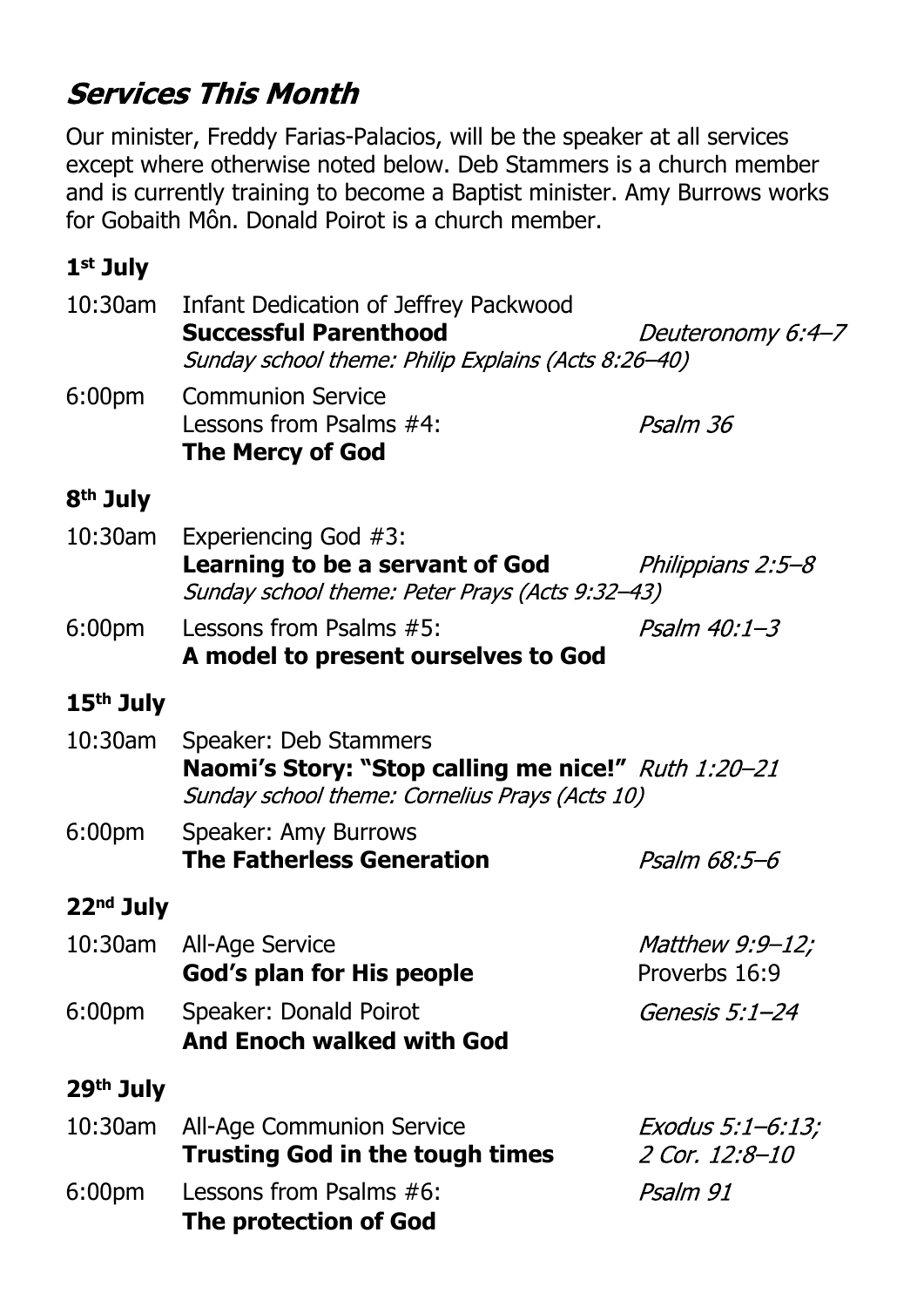## *Services This Month*

Our minister, Freddy Farias-Palacios, will be the speaker at all services except where otherwise noted below. Deb Stammers is a church member and is currently training to become a Baptist minister. Amy Burrows works for Gobaith Môn. Donald Poirot is a church member.

### 1st July

10:30am Infant Dedication of Jeffrey Packwood
**Successful Parenthood** — *Deuteronomy 6:4–7*
*Sunday school theme: Philip Explains (Acts 8:26–40)*

6:00pm Communion Service
Lessons from Psalms #4: **The Mercy of God** — *Psalm 36*

### 8th July

10:30am Experiencing God #3:
**Learning to be a servant of God** — *Philippians 2:5–8*
*Sunday school theme: Peter Prays (Acts 9:32–43)*

6:00pm Lessons from Psalms #5:
**A model to present ourselves to God** — *Psalm 40:1–3*

### 15th July

10:30am Speaker: Deb Stammers
**Naomi's Story: "Stop calling me nice!"** — *Ruth 1:20–21*
*Sunday school theme: Cornelius Prays (Acts 10)*

6:00pm Speaker: Amy Burrows
**The Fatherless Generation** — *Psalm 68:5–6*

### 22nd July

10:30am All-Age Service
**God's plan for His people** — *Matthew 9:9–12;* Proverbs 16:9

6:00pm Speaker: Donald Poirot
**And Enoch walked with God** — *Genesis 5:1–24*

### 29th July

10:30am All-Age Communion Service
**Trusting God in the tough times** — *Exodus 5:1–6:13; 2 Cor. 12:8–10*

6:00pm Lessons from Psalms #6:
**The protection of God** — *Psalm 91*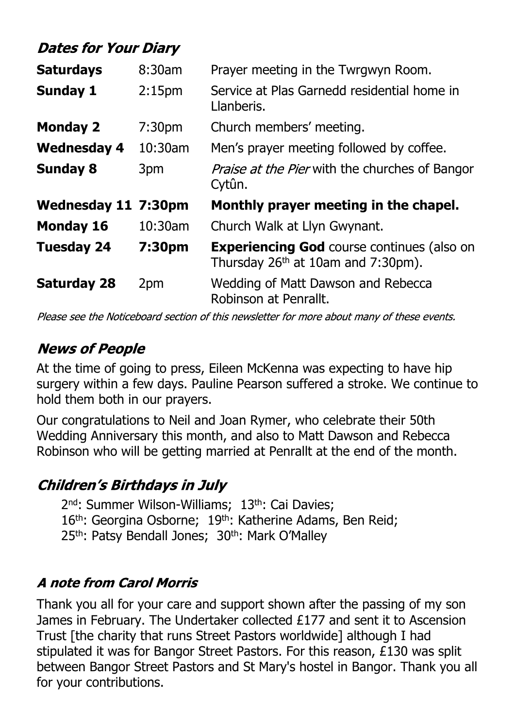## *Dates for Your Diary*

| | | |
|---|---|---|
| **Saturdays** | 8:30am | Prayer meeting in the Twrgwyn Room. |
| **Sunday 1** | 2:15pm | Service at Plas Garnedd residential home in Llanberis. |
| **Monday 2** | 7:30pm | Church members' meeting. |
| **Wednesday 4** | 10:30am | Men's prayer meeting followed by coffee. |
| **Sunday 8** | 3pm | *Praise at the Pier* with the churches of Bangor Cytûn. |
| **Wednesday 11** | **7:30pm** | **Monthly prayer meeting in the chapel.** |
| **Monday 16** | 10:30am | Church Walk at Llyn Gwynant. |
| **Tuesday 24** | **7:30pm** | **Experiencing God** course continues (also on Thursday 26th at 10am and 7:30pm). |
| **Saturday 28** | 2pm | Wedding of Matt Dawson and Rebecca Robinson at Penrallt. |

*Please see the Noticeboard section of this newsletter for more about many of these events.*

## *News of People*

At the time of going to press, Eileen McKenna was expecting to have hip surgery within a few days. Pauline Pearson suffered a stroke. We continue to hold them both in our prayers.

Our congratulations to Neil and Joan Rymer, who celebrate their 50th Wedding Anniversary this month, and also to Matt Dawson and Rebecca Robinson who will be getting married at Penrallt at the end of the month.

## *Children's Birthdays in July*

2nd: Summer Wilson-Williams; 13th: Cai Davies;
16th: Georgina Osborne; 19th: Katherine Adams, Ben Reid;
25th: Patsy Bendall Jones; 30th: Mark O'Malley

## *A note from Carol Morris*

Thank you all for your care and support shown after the passing of my son James in February. The Undertaker collected £177 and sent it to Ascension Trust [the charity that runs Street Pastors worldwide] although I had stipulated it was for Bangor Street Pastors. For this reason, £130 was split between Bangor Street Pastors and St Mary's hostel in Bangor. Thank you all for your contributions.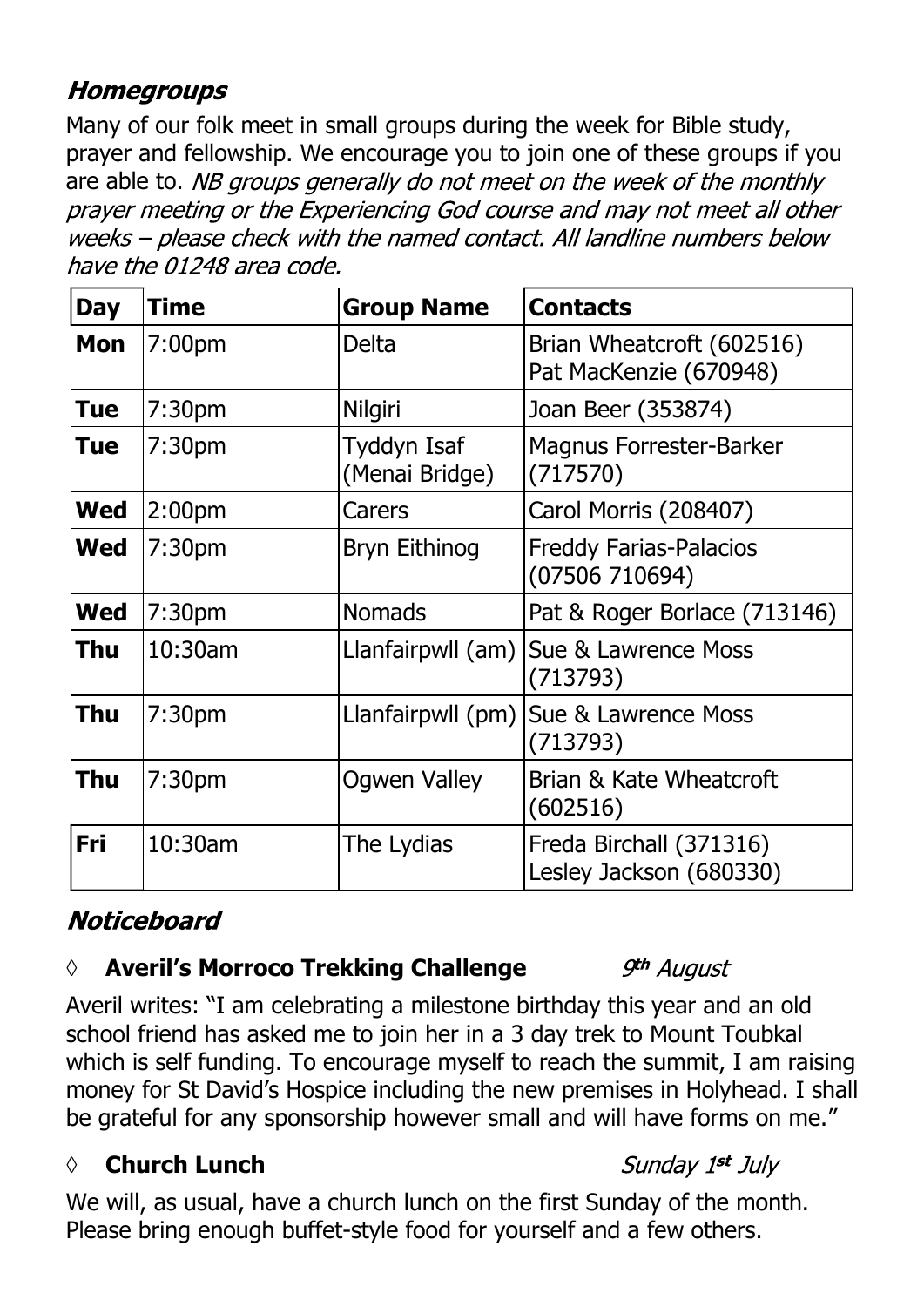## *Homegroups*

Many of our folk meet in small groups during the week for Bible study, prayer and fellowship. We encourage you to join one of these groups if you are able to. *NB groups generally do not meet on the week of the monthly prayer meeting or the Experiencing God course and may not meet all other weeks – please check with the named contact. All landline numbers below have the 01248 area code.*

| Day | Time | Group Name | Contacts |
|---|---|---|---|
| **Mon** | 7:00pm | Delta | Brian Wheatcroft (602516) Pat MacKenzie (670948) |
| **Tue** | 7:30pm | Nilgiri | Joan Beer (353874) |
| **Tue** | 7:30pm | Tyddyn Isaf (Menai Bridge) | Magnus Forrester-Barker (717570) |
| **Wed** | 2:00pm | Carers | Carol Morris (208407) |
| **Wed** | 7:30pm | Bryn Eithinog | Freddy Farias-Palacios (07506 710694) |
| **Wed** | 7:30pm | Nomads | Pat & Roger Borlace (713146) |
| **Thu** | 10:30am | Llanfairpwll (am) | Sue & Lawrence Moss (713793) |
| **Thu** | 7:30pm | Llanfairpwll (pm) | Sue & Lawrence Moss (713793) |
| **Thu** | 7:30pm | Ogwen Valley | Brian & Kate Wheatcroft (602516) |
| **Fri** | 10:30am | The Lydias | Freda Birchall (371316) Lesley Jackson (680330) |

## *Noticeboard*

◊ **Averil's Morroco Trekking Challenge** *9th August*

Averil writes: "I am celebrating a milestone birthday this year and an old school friend has asked me to join her in a 3 day trek to Mount Toubkal which is self funding. To encourage myself to reach the summit, I am raising money for St David's Hospice including the new premises in Holyhead. I shall be grateful for any sponsorship however small and will have forms on me."

◊ **Church Lunch** *Sunday 1st July*

We will, as usual, have a church lunch on the first Sunday of the month. Please bring enough buffet-style food for yourself and a few others.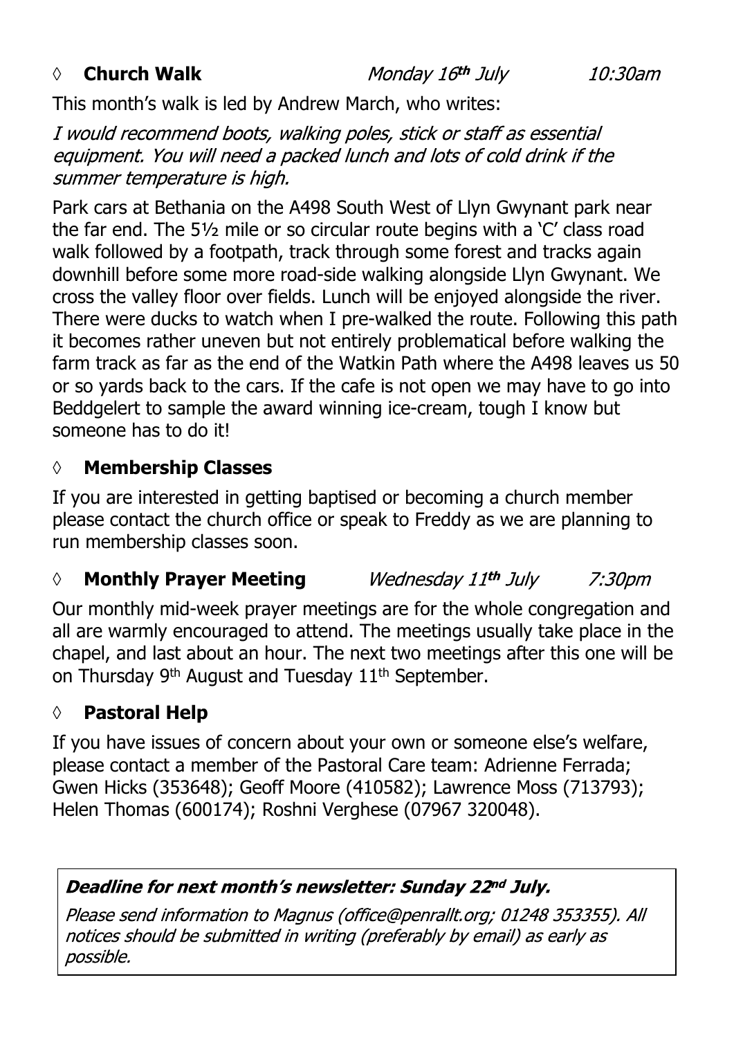◊ **Church Walk** *Monday 16th July* *10:30am*

This month's walk is led by Andrew March, who writes:

*I would recommend boots, walking poles, stick or staff as essential equipment. You will need a packed lunch and lots of cold drink if the summer temperature is high.*

Park cars at Bethania on the A498 South West of Llyn Gwynant park near the far end. The 5½ mile or so circular route begins with a 'C' class road walk followed by a footpath, track through some forest and tracks again downhill before some more road-side walking alongside Llyn Gwynant. We cross the valley floor over fields. Lunch will be enjoyed alongside the river. There were ducks to watch when I pre-walked the route. Following this path it becomes rather uneven but not entirely problematical before walking the farm track as far as the end of the Watkin Path where the A498 leaves us 50 or so yards back to the cars. If the cafe is not open we may have to go into Beddgelert to sample the award winning ice-cream, tough I know but someone has to do it!

◊ **Membership Classes**

If you are interested in getting baptised or becoming a church member please contact the church office or speak to Freddy as we are planning to run membership classes soon.

◊ **Monthly Prayer Meeting** *Wednesday 11th July* *7:30pm*

Our monthly mid-week prayer meetings are for the whole congregation and all are warmly encouraged to attend. The meetings usually take place in the chapel, and last about an hour. The next two meetings after this one will be on Thursday 9th August and Tuesday 11th September.

◊ **Pastoral Help**

If you have issues of concern about your own or someone else's welfare, please contact a member of the Pastoral Care team: Adrienne Ferrada; Gwen Hicks (353648); Geoff Moore (410582); Lawrence Moss (713793); Helen Thomas (600174); Roshni Verghese (07967 320048).

***Deadline for next month's newsletter: Sunday 22nd July.***

*Please send information to Magnus (office@penrallt.org; 01248 353355). All notices should be submitted in writing (preferably by email) as early as possible.*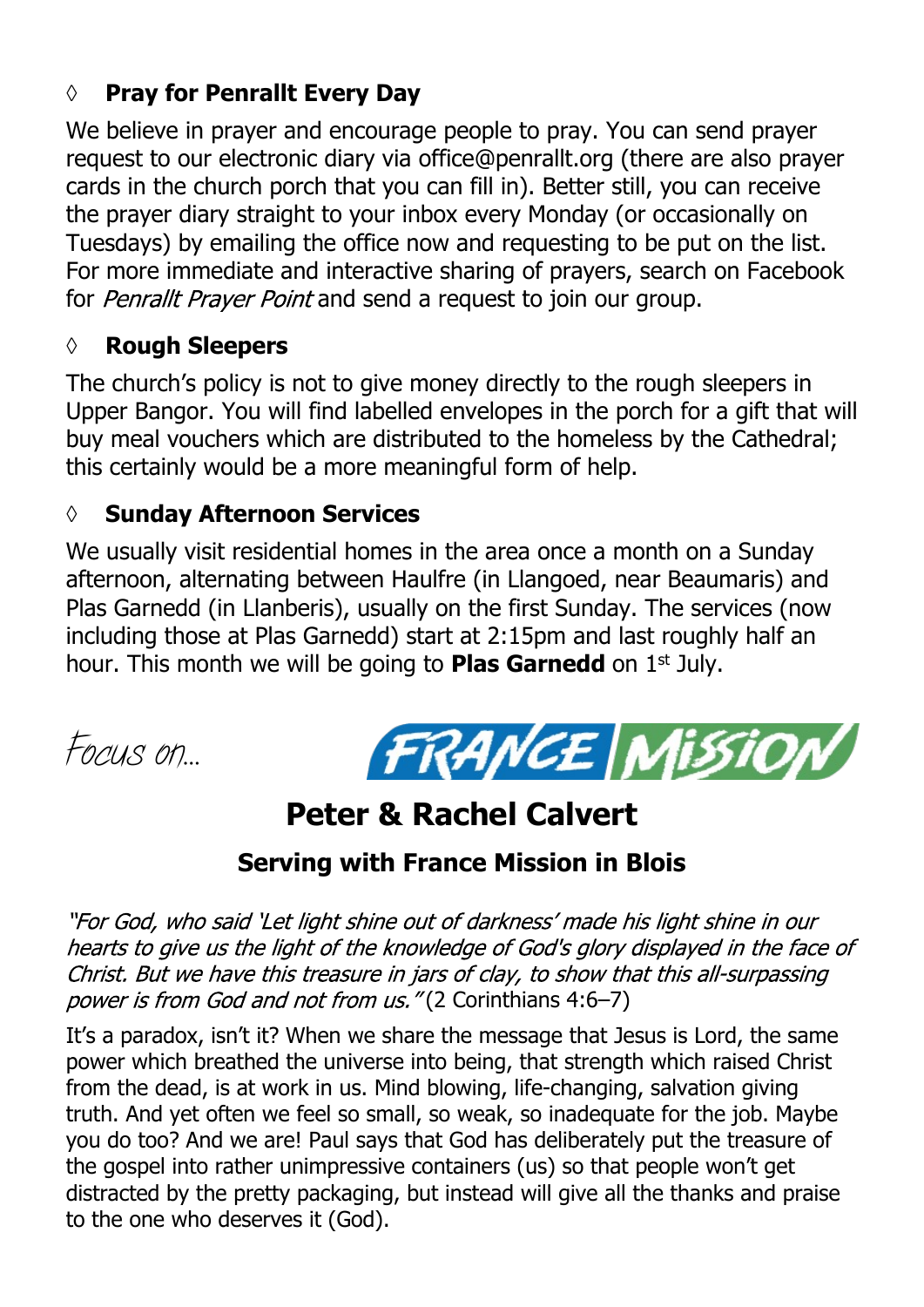### ◊ Pray for Penrallt Every Day

We believe in prayer and encourage people to pray. You can send prayer request to our electronic diary via office@penrallt.org (there are also prayer cards in the church porch that you can fill in). Better still, you can receive the prayer diary straight to your inbox every Monday (or occasionally on Tuesdays) by emailing the office now and requesting to be put on the list. For more immediate and interactive sharing of prayers, search on Facebook for *Penrallt Prayer Point* and send a request to join our group.

### ◊ Rough Sleepers

The church's policy is not to give money directly to the rough sleepers in Upper Bangor. You will find labelled envelopes in the porch for a gift that will buy meal vouchers which are distributed to the homeless by the Cathedral; this certainly would be a more meaningful form of help.

### ◊ Sunday Afternoon Services

We usually visit residential homes in the area once a month on a Sunday afternoon, alternating between Haulfre (in Llangoed, near Beaumaris) and Plas Garnedd (in Llanberis), usually on the first Sunday. The services (now including those at Plas Garnedd) start at 2:15pm and last roughly half an hour. This month we will be going to **Plas Garnedd** on 1st July.

*Focus on...* FRANCE MISSION

## Peter & Rachel Calvert

### Serving with France Mission in Blois

*"For God, who said 'Let light shine out of darkness' made his light shine in our hearts to give us the light of the knowledge of God's glory displayed in the face of Christ. But we have this treasure in jars of clay, to show that this all-surpassing power is from God and not from us."* (2 Corinthians 4:6–7)

It's a paradox, isn't it? When we share the message that Jesus is Lord, the same power which breathed the universe into being, that strength which raised Christ from the dead, is at work in us. Mind blowing, life-changing, salvation giving truth. And yet often we feel so small, so weak, so inadequate for the job. Maybe you do too? And we are! Paul says that God has deliberately put the treasure of the gospel into rather unimpressive containers (us) so that people won't get distracted by the pretty packaging, but instead will give all the thanks and praise to the one who deserves it (God).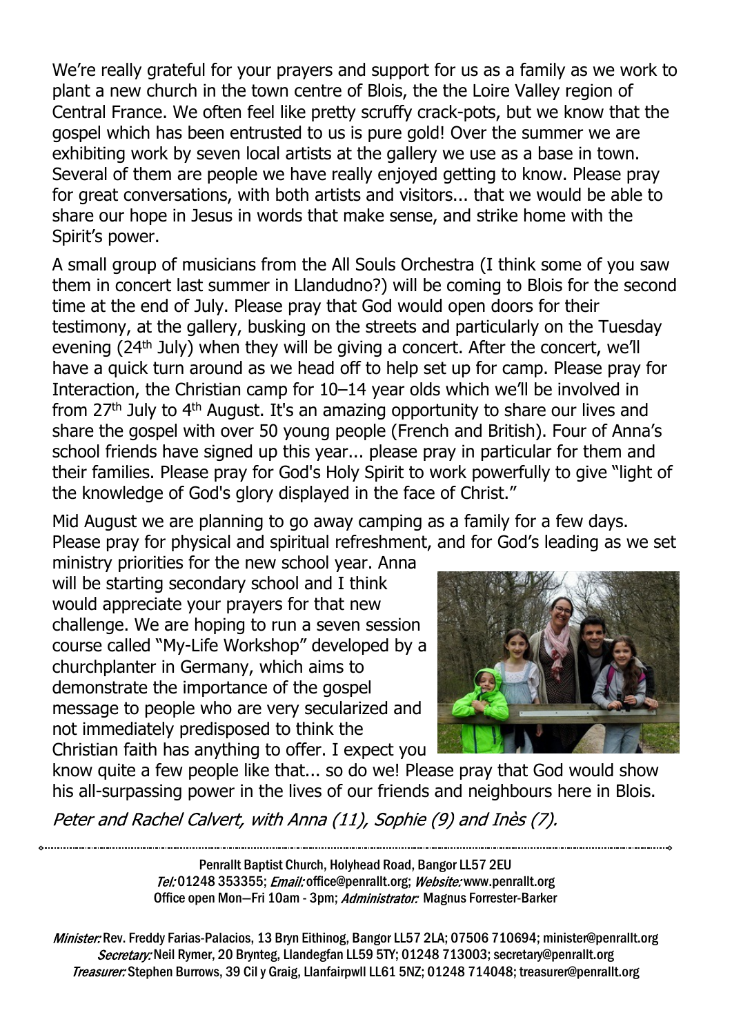We're really grateful for your prayers and support for us as a family as we work to plant a new church in the town centre of Blois, the the Loire Valley region of Central France. We often feel like pretty scruffy crack-pots, but we know that the gospel which has been entrusted to us is pure gold! Over the summer we are exhibiting work by seven local artists at the gallery we use as a base in town. Several of them are people we have really enjoyed getting to know. Please pray for great conversations, with both artists and visitors... that we would be able to share our hope in Jesus in words that make sense, and strike home with the Spirit's power.

A small group of musicians from the All Souls Orchestra (I think some of you saw them in concert last summer in Llandudno?) will be coming to Blois for the second time at the end of July. Please pray that God would open doors for their testimony, at the gallery, busking on the streets and particularly on the Tuesday evening (24th July) when they will be giving a concert. After the concert, we'll have a quick turn around as we head off to help set up for camp. Please pray for Interaction, the Christian camp for 10–14 year olds which we'll be involved in from 27th July to 4th August. It's an amazing opportunity to share our lives and share the gospel with over 50 young people (French and British). Four of Anna's school friends have signed up this year... please pray in particular for them and their families. Please pray for God's Holy Spirit to work powerfully to give "light of the knowledge of God's glory displayed in the face of Christ."

Mid August we are planning to go away camping as a family for a few days. Please pray for physical and spiritual refreshment, and for God's leading as we set ministry priorities for the new school year. Anna will be starting secondary school and I think would appreciate your prayers for that new challenge. We are hoping to run a seven session course called "My-Life Workshop" developed by a churchplanter in Germany, which aims to demonstrate the importance of the gospel message to people who are very secularized and not immediately predisposed to think the Christian faith has anything to offer. I expect you know quite a few people like that... so do we! Please pray that God would show his all-surpassing power in the lives of our friends and neighbours here in Blois.

*Peter and Rachel Calvert, with Anna (11), Sophie (9) and Inès (7).*

---

Penrallt Baptist Church, Holyhead Road, Bangor LL57 2EU
*Tel:* 01248 353355; *Email:* office@penrallt.org; *Website:* www.penrallt.org
Office open Mon—Fri 10am - 3pm; *Administrator:* Magnus Forrester-Barker

*Minister:* Rev. Freddy Farias-Palacios, 13 Bryn Eithinog, Bangor LL57 2LA; 07506 710694; minister@penrallt.org
*Secretary:* Neil Rymer, 20 Brynteg, Llandegfan LL59 5TY; 01248 713003; secretary@penrallt.org
*Treasurer:* Stephen Burrows, 39 Cil y Graig, Llanfairpwll LL61 5NZ; 01248 714048; treasurer@penrallt.org